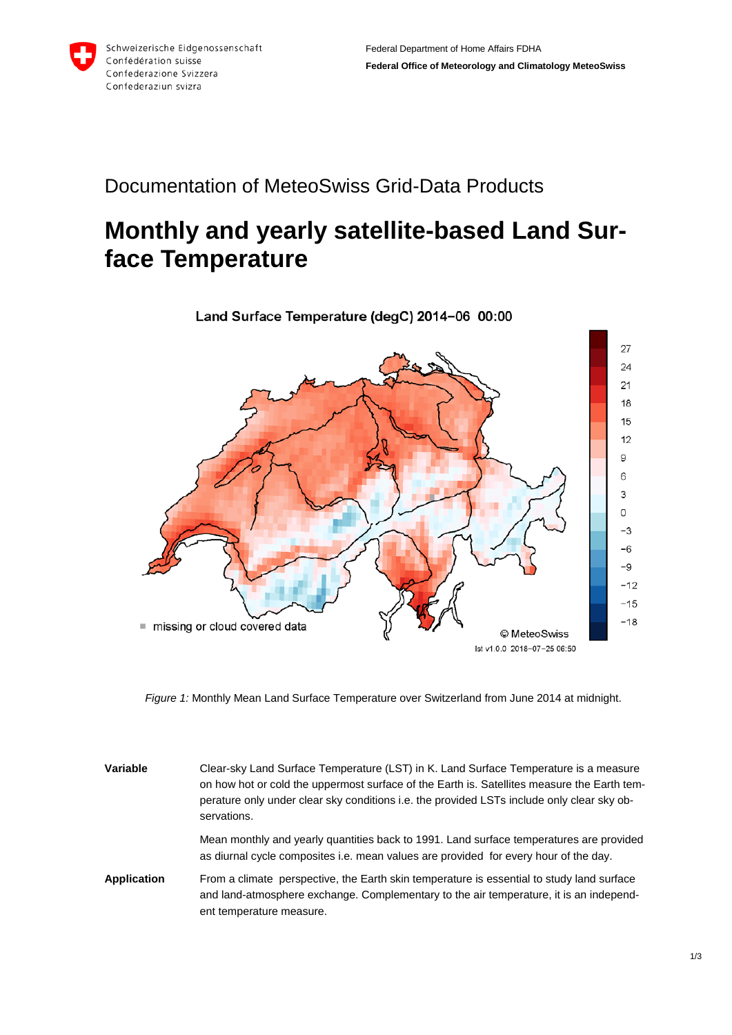Schweizerische Eidgenossenschaft
Confédération suisse
Confederazione Svizzera
Confederaziun svizra

Federal Department of Home Affairs FDHA
**Federal Office of Meteorology and Climatology MeteoSwiss**

Documentation of MeteoSwiss Grid-Data Products

# Monthly and yearly satellite-based Land Surface Temperature

*Figure 1:* Monthly Mean Land Surface Temperature over Switzerland from June 2014 at midnight.

| | |
|---|---|
| **Variable** | Clear-sky Land Surface Temperature (LST) in K. Land Surface Temperature is a measure on how hot or cold the uppermost surface of the Earth is. Satellites measure the Earth temperature only under clear sky conditions i.e. the provided LSTs include only clear sky observations. |
| | Mean monthly and yearly quantities back to 1991. Land surface temperatures are provided as diurnal cycle composites i.e. mean values are provided for every hour of the day. |
| **Application** | From a climate perspective, the Earth skin temperature is essential to study land surface and land-atmosphere exchange. Complementary to the air temperature, it is an independent temperature measure. |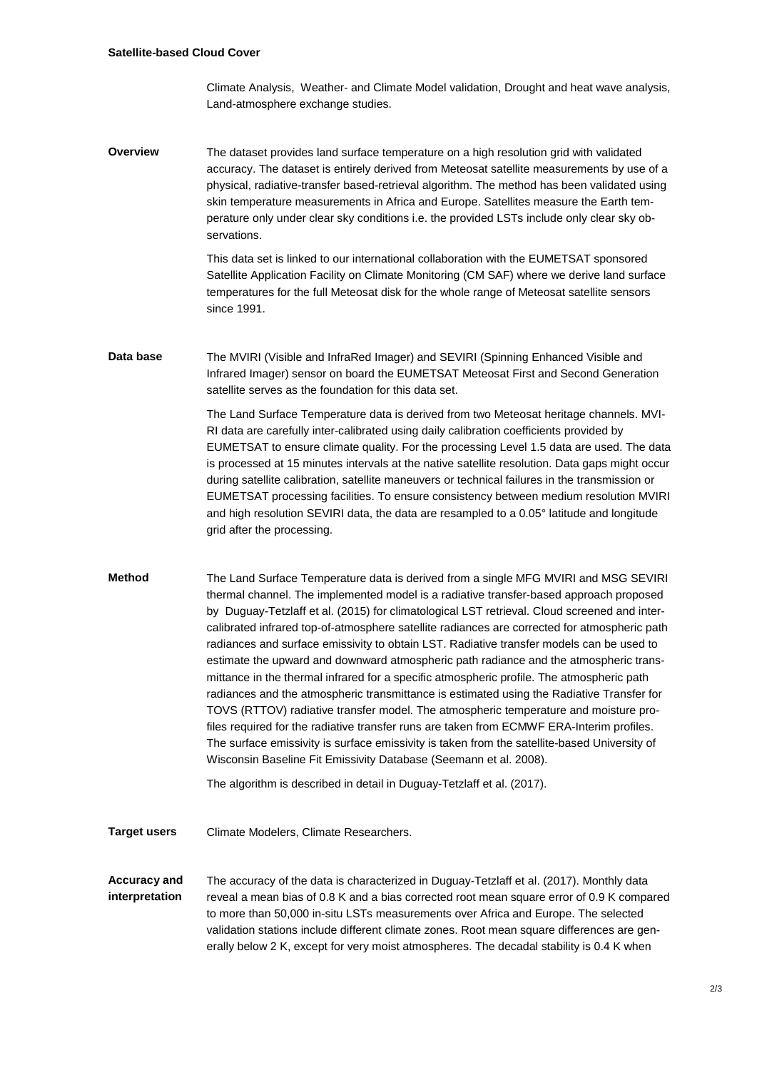Climate Analysis, Weather- and Climate Model validation, Drought and heat wave analysis, Land-atmosphere exchange studies.

**Overview**

The dataset provides land surface temperature on a high resolution grid with validated accuracy. The dataset is entirely derived from Meteosat satellite measurements by use of a physical, radiative-transfer based-retrieval algorithm. The method has been validated using skin temperature measurements in Africa and Europe. Satellites measure the Earth temperature only under clear sky conditions i.e. the provided LSTs include only clear sky observations.

This data set is linked to our international collaboration with the EUMETSAT sponsored Satellite Application Facility on Climate Monitoring (CM SAF) where we derive land surface temperatures for the full Meteosat disk for the whole range of Meteosat satellite sensors since 1991.

**Data base**

The MVIRI (Visible and InfraRed Imager) and SEVIRI (Spinning Enhanced Visible and Infrared Imager) sensor on board the EUMETSAT Meteosat First and Second Generation satellite serves as the foundation for this data set.

The Land Surface Temperature data is derived from two Meteosat heritage channels. MVIRI data are carefully inter-calibrated using daily calibration coefficients provided by EUMETSAT to ensure climate quality. For the processing Level 1.5 data are used. The data is processed at 15 minutes intervals at the native satellite resolution. Data gaps might occur during satellite calibration, satellite maneuvers or technical failures in the transmission or EUMETSAT processing facilities. To ensure consistency between medium resolution MVIRI and high resolution SEVIRI data, the data are resampled to a 0.05° latitude and longitude grid after the processing.

**Method**

The Land Surface Temperature data is derived from a single MFG MVIRI and MSG SEVIRI thermal channel. The implemented model is a radiative transfer-based approach proposed by Duguay-Tetzlaff et al. (2015) for climatological LST retrieval. Cloud screened and inter-calibrated infrared top-of-atmosphere satellite radiances are corrected for atmospheric path radiances and surface emissivity to obtain LST. Radiative transfer models can be used to estimate the upward and downward atmospheric path radiance and the atmospheric transmittance in the thermal infrared for a specific atmospheric profile. The atmospheric path radiances and the atmospheric transmittance is estimated using the Radiative Transfer for TOVS (RTTOV) radiative transfer model. The atmospheric temperature and moisture profiles required for the radiative transfer runs are taken from ECMWF ERA-Interim profiles. The surface emissivity is surface emissivity is taken from the satellite-based University of Wisconsin Baseline Fit Emissivity Database (Seemann et al. 2008).

The algorithm is described in detail in Duguay-Tetzlaff et al. (2017).

**Target users**

Climate Modelers, Climate Researchers.

**Accuracy and interpretation**

The accuracy of the data is characterized in Duguay-Tetzlaff et al. (2017). Monthly data reveal a mean bias of 0.8 K and a bias corrected root mean square error of 0.9 K compared to more than 50,000 in-situ LSTs measurements over Africa and Europe. The selected validation stations include different climate zones. Root mean square differences are generally below 2 K, except for very moist atmospheres. The decadal stability is 0.4 K when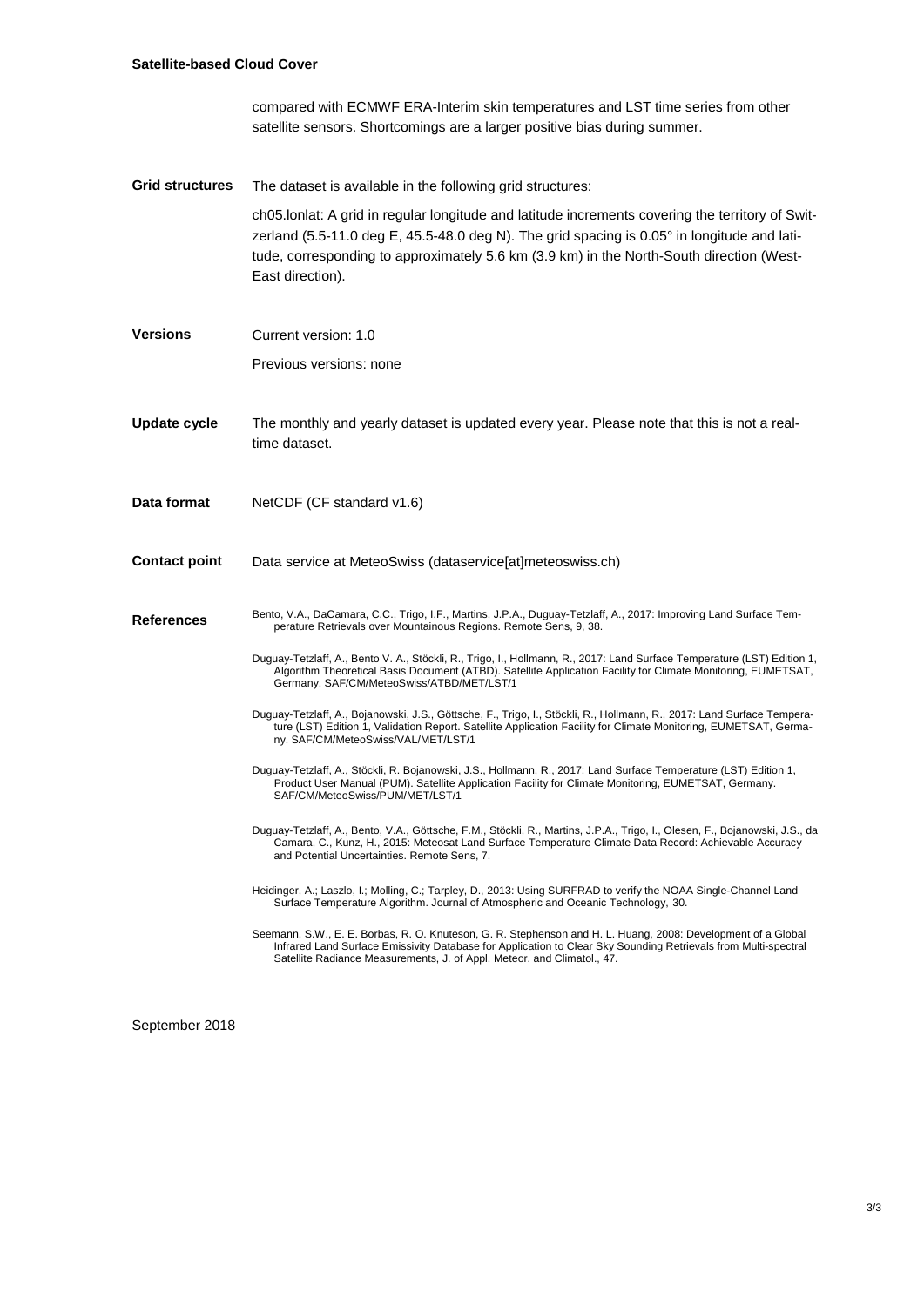compared with ECMWF ERA-Interim skin temperatures and LST time series from other satellite sensors. Shortcomings are a larger positive bias during summer.

**Grid structures**

The dataset is available in the following grid structures:

ch05.lonlat: A grid in regular longitude and latitude increments covering the territory of Switzerland (5.5-11.0 deg E, 45.5-48.0 deg N). The grid spacing is 0.05° in longitude and latitude, corresponding to approximately 5.6 km (3.9 km) in the North-South direction (West-East direction).

**Versions**

Current version: 1.0

Previous versions: none

**Update cycle**

The monthly and yearly dataset is updated every year. Please note that this is not a real-time dataset.

**Data format**

NetCDF (CF standard v1.6)

**Contact point**

Data service at MeteoSwiss (dataservice[at]meteoswiss.ch)

**References**

Bento, V.A., DaCamara, C.C., Trigo, I.F., Martins, J.P.A., Duguay-Tetzlaff, A., 2017: Improving Land Surface Temperature Retrievals over Mountainous Regions. Remote Sens, 9, 38.

Duguay-Tetzlaff, A., Bento V. A., Stöckli, R., Trigo, I., Hollmann, R., 2017: Land Surface Temperature (LST) Edition 1, Algorithm Theoretical Basis Document (ATBD). Satellite Application Facility for Climate Monitoring, EUMETSAT, Germany. SAF/CM/MeteoSwiss/ATBD/MET/LST/1

Duguay-Tetzlaff, A., Bojanowski, J.S., Göttsche, F., Trigo, I., Stöckli, R., Hollmann, R., 2017: Land Surface Temperature (LST) Edition 1, Validation Report. Satellite Application Facility for Climate Monitoring, EUMETSAT, Germany. SAF/CM/MeteoSwiss/VAL/MET/LST/1

Duguay-Tetzlaff, A., Stöckli, R. Bojanowski, J.S., Hollmann, R., 2017: Land Surface Temperature (LST) Edition 1, Product User Manual (PUM). Satellite Application Facility for Climate Monitoring, EUMETSAT, Germany. SAF/CM/MeteoSwiss/PUM/MET/LST/1

Duguay-Tetzlaff, A., Bento, V.A., Göttsche, F.M., Stöckli, R., Martins, J.P.A., Trigo, I., Olesen, F., Bojanowski, J.S., da Camara, C., Kunz, H., 2015: Meteosat Land Surface Temperature Climate Data Record: Achievable Accuracy and Potential Uncertainties. Remote Sens, 7.

Heidinger, A.; Laszlo, I.; Molling, C.; Tarpley, D., 2013: Using SURFRAD to verify the NOAA Single-Channel Land Surface Temperature Algorithm. Journal of Atmospheric and Oceanic Technology, 30.

Seemann, S.W., E. E. Borbas, R. O. Knuteson, G. R. Stephenson and H. L. Huang, 2008: Development of a Global Infrared Land Surface Emissivity Database for Application to Clear Sky Sounding Retrievals from Multi-spectral Satellite Radiance Measurements, J. of Appl. Meteor. and Climatol., 47.

September 2018